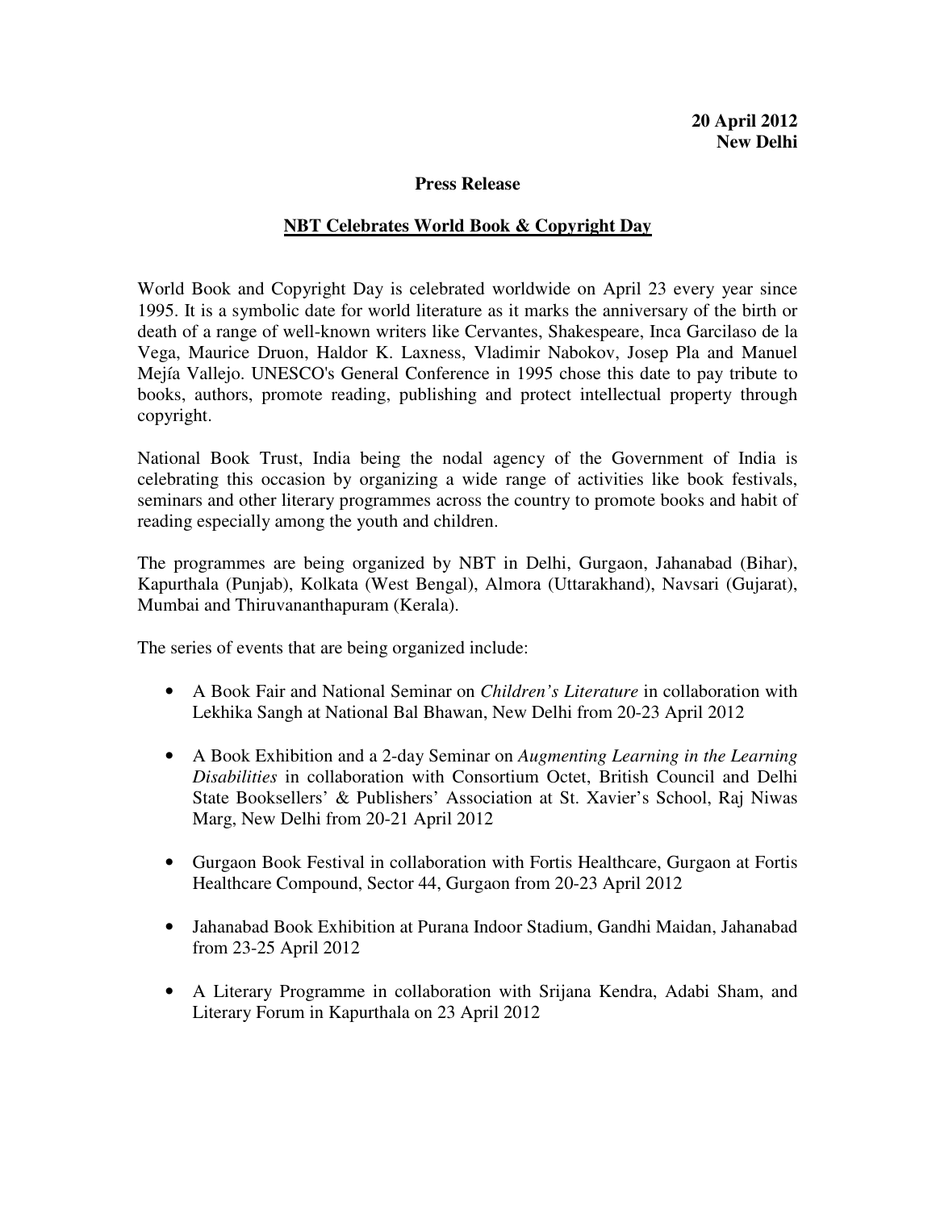**20 April 2012**
**New Delhi**

**Press Release**

**NBT Celebrates World Book & Copyright Day**

World Book and Copyright Day is celebrated worldwide on April 23 every year since 1995. It is a symbolic date for world literature as it marks the anniversary of the birth or death of a range of well-known writers like Cervantes, Shakespeare, Inca Garcilaso de la Vega, Maurice Druon, Haldor K. Laxness, Vladimir Nabokov, Josep Pla and Manuel Mejía Vallejo. UNESCO's General Conference in 1995 chose this date to pay tribute to books, authors, promote reading, publishing and protect intellectual property through copyright.

National Book Trust, India being the nodal agency of the Government of India is celebrating this occasion by organizing a wide range of activities like book festivals, seminars and other literary programmes across the country to promote books and habit of reading especially among the youth and children.

The programmes are being organized by NBT in Delhi, Gurgaon, Jahanabad (Bihar), Kapurthala (Punjab), Kolkata (West Bengal), Almora (Uttarakhand), Navsari (Gujarat), Mumbai and Thiruvananthapuram (Kerala).

The series of events that are being organized include:

- A Book Fair and National Seminar on *Children's Literature* in collaboration with Lekhika Sangh at National Bal Bhawan, New Delhi from 20-23 April 2012

- A Book Exhibition and a 2-day Seminar on *Augmenting Learning in the Learning Disabilities* in collaboration with Consortium Octet, British Council and Delhi State Booksellers' & Publishers' Association at St. Xavier's School, Raj Niwas Marg, New Delhi from 20-21 April 2012

- Gurgaon Book Festival in collaboration with Fortis Healthcare, Gurgaon at Fortis Healthcare Compound, Sector 44, Gurgaon from 20-23 April 2012

- Jahanabad Book Exhibition at Purana Indoor Stadium, Gandhi Maidan, Jahanabad from 23-25 April 2012

- A Literary Programme in collaboration with Srijana Kendra, Adabi Sham, and Literary Forum in Kapurthala on 23 April 2012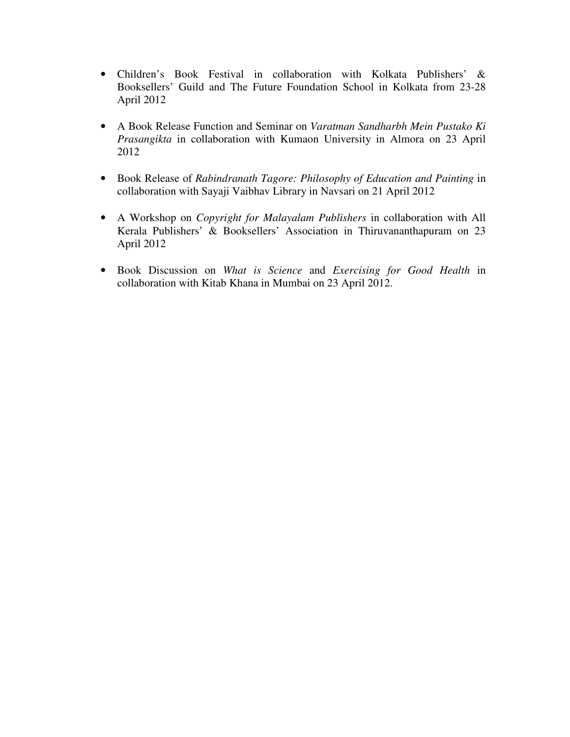- Children's Book Festival in collaboration with Kolkata Publishers' & Booksellers' Guild and The Future Foundation School in Kolkata from 23-28 April 2012

- A Book Release Function and Seminar on *Varatman Sandharbh Mein Pustako Ki Prasangikta* in collaboration with Kumaon University in Almora on 23 April 2012

- Book Release of *Rabindranath Tagore: Philosophy of Education and Painting* in collaboration with Sayaji Vaibhav Library in Navsari on 21 April 2012

- A Workshop on *Copyright for Malayalam Publishers* in collaboration with All Kerala Publishers' & Booksellers' Association in Thiruvananthapuram on 23 April 2012

- Book Discussion on *What is Science* and *Exercising for Good Health* in collaboration with Kitab Khana in Mumbai on 23 April 2012.